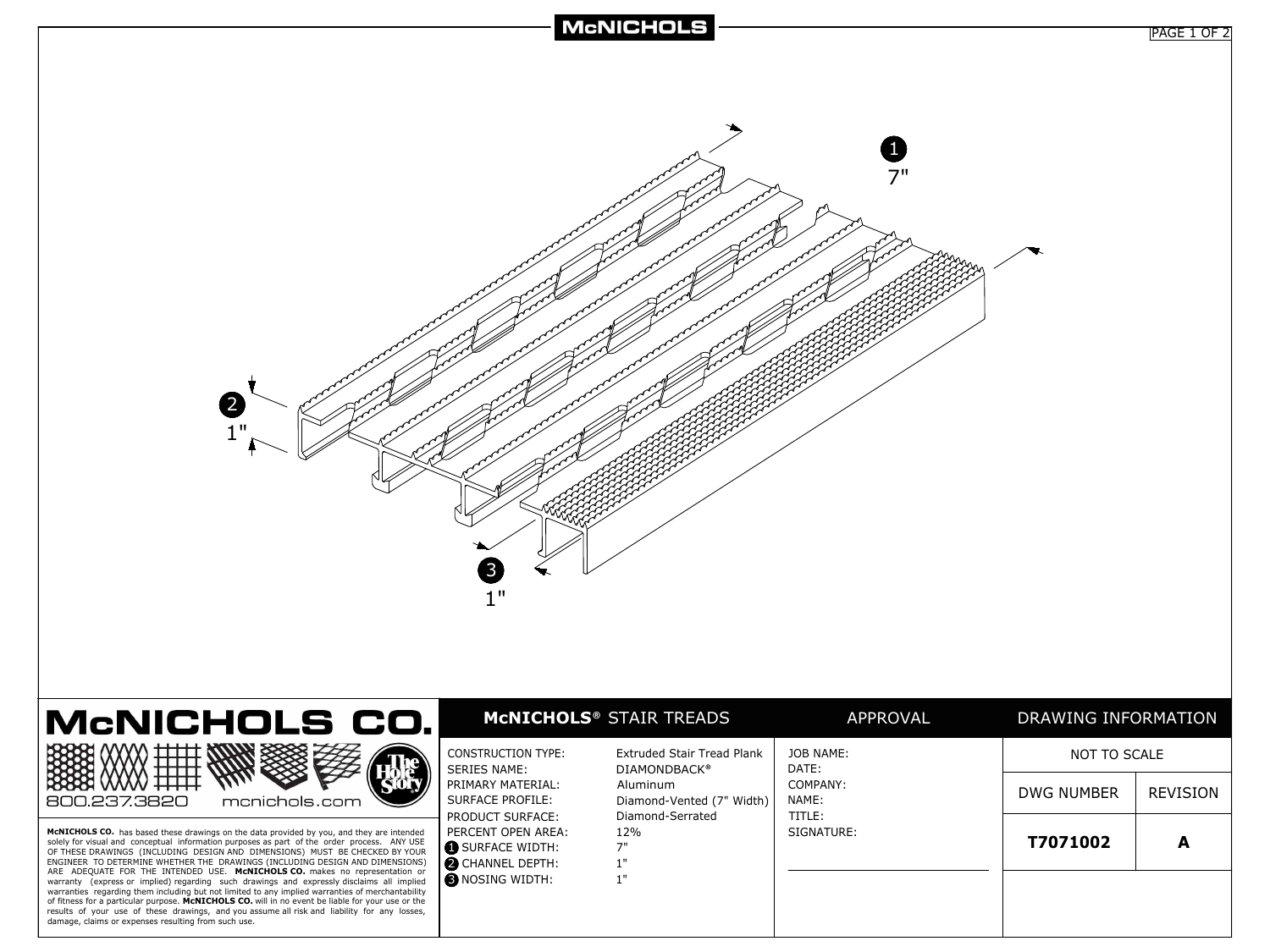MCNICHOLS

1 7"

2 1"

3 1"

# MCNICHOLS CO.

800.237.3820 mcnichols.com

**MCNICHOLS CO.** has based these drawings on the data provided by you, and they are intended solely for visual and conceptual information purposes as part of the order process. ANY USE OF THESE DRAWINGS (INCLUDING DESIGN AND DIMENSIONS) MUST BE CHECKED BY YOUR ENGINEER TO DETERMINE WHETHER THE DRAWINGS (INCLUDING DESIGN AND DIMENSIONS) ARE ADEQUATE FOR THE INTENDED USE. **MCNICHOLS CO.** makes no representation or warranty (express or implied) regarding such drawings and expressly disclaims all implied warranties regarding them including but not limited to any implied warranties of merchantability of fitness for a particular purpose. **MCNICHOLS CO.** will in no event be liable for your use or the results of your use of these drawings, and you assume all risk and liability for any losses, damage, claims or expenses resulting from such use.

## MCNICHOLS® STAIR TREADS

| | |
|---|---|
| CONSTRUCTION TYPE: | Extruded Stair Tread Plank |
| SERIES NAME: | DIAMONDBACK® |
| PRIMARY MATERIAL: | Aluminum |
| SURFACE PROFILE: | Diamond-Vented (7" Width) |
| PRODUCT SURFACE: | Diamond-Serrated |
| PERCENT OPEN AREA: | 12% |
| 1 SURFACE WIDTH: | 7" |
| 2 CHANNEL DEPTH: | 1" |
| 3 NOSING WIDTH: | 1" |

## APPROVAL

JOB NAME:
DATE:
COMPANY:
NAME:
TITLE:
SIGNATURE:

## DRAWING INFORMATION

| NOT TO SCALE | |
|---|---|
| DWG NUMBER | REVISION |
| **T7071002** | **A** |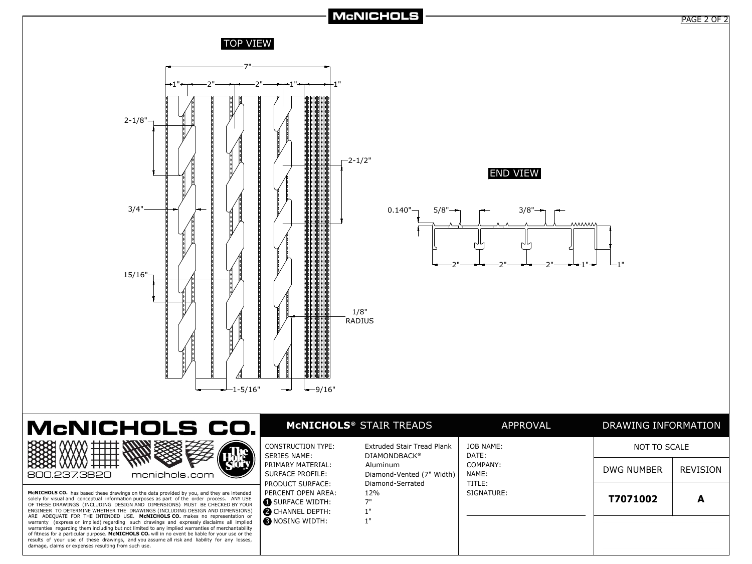# McNICHOLS

## TOP VIEW

7"

1" 2" 2" 1" 1"

2-1/8"

2-1/2"

3/4"

15/16"

1/8" RADIUS

1-5/16" 9/16"

## END VIEW

0.140" 5/8" 3/8"

2" 2" 2" 1" 1"

---

**McNICHOLS CO.**

800.237.3820 mcnichols.com

**McNICHOLS CO.** has based these drawings on the data provided by you, and they are intended solely for visual and conceptual information purposes as part of the order process. ANY USE OF THESE DRAWINGS (INCLUDING DESIGN AND DIMENSIONS) MUST BE CHECKED BY YOUR ENGINEER TO DETERMINE WHETHER THE DRAWINGS (INCLUDING DESIGN AND DIMENSIONS) ARE ADEQUATE FOR THE INTENDED USE. **McNICHOLS CO.** makes no representation or warranty (express or implied) regarding such drawings and expressly disclaims all implied warranties regarding them including but not limited to any implied warranties of merchantability of fitness for a particular purpose. **McNICHOLS CO.** will in no event be liable for your use or the results of your use of these drawings, and you assume all risk and liability for any losses, damage, claims or expenses resulting from such use.

## McNICHOLS® STAIR TREADS

| | |
|---|---|
| CONSTRUCTION TYPE: | Extruded Stair Tread Plank |
| SERIES NAME: | DIAMONDBACK® |
| PRIMARY MATERIAL: | Aluminum |
| SURFACE PROFILE: | Diamond-Vented (7" Width) |
| PRODUCT SURFACE: | Diamond-Serrated |
| PERCENT OPEN AREA: | 12% |
| 1 SURFACE WIDTH: | 7" |
| 2 CHANNEL DEPTH: | 1" |
| 3 NOSING WIDTH: | 1" |

## APPROVAL

JOB NAME:
DATE:
COMPANY:
NAME:
TITLE:
SIGNATURE:

## DRAWING INFORMATION

NOT TO SCALE

| DWG NUMBER | REVISION |
|---|---|
| T7071002 | A |